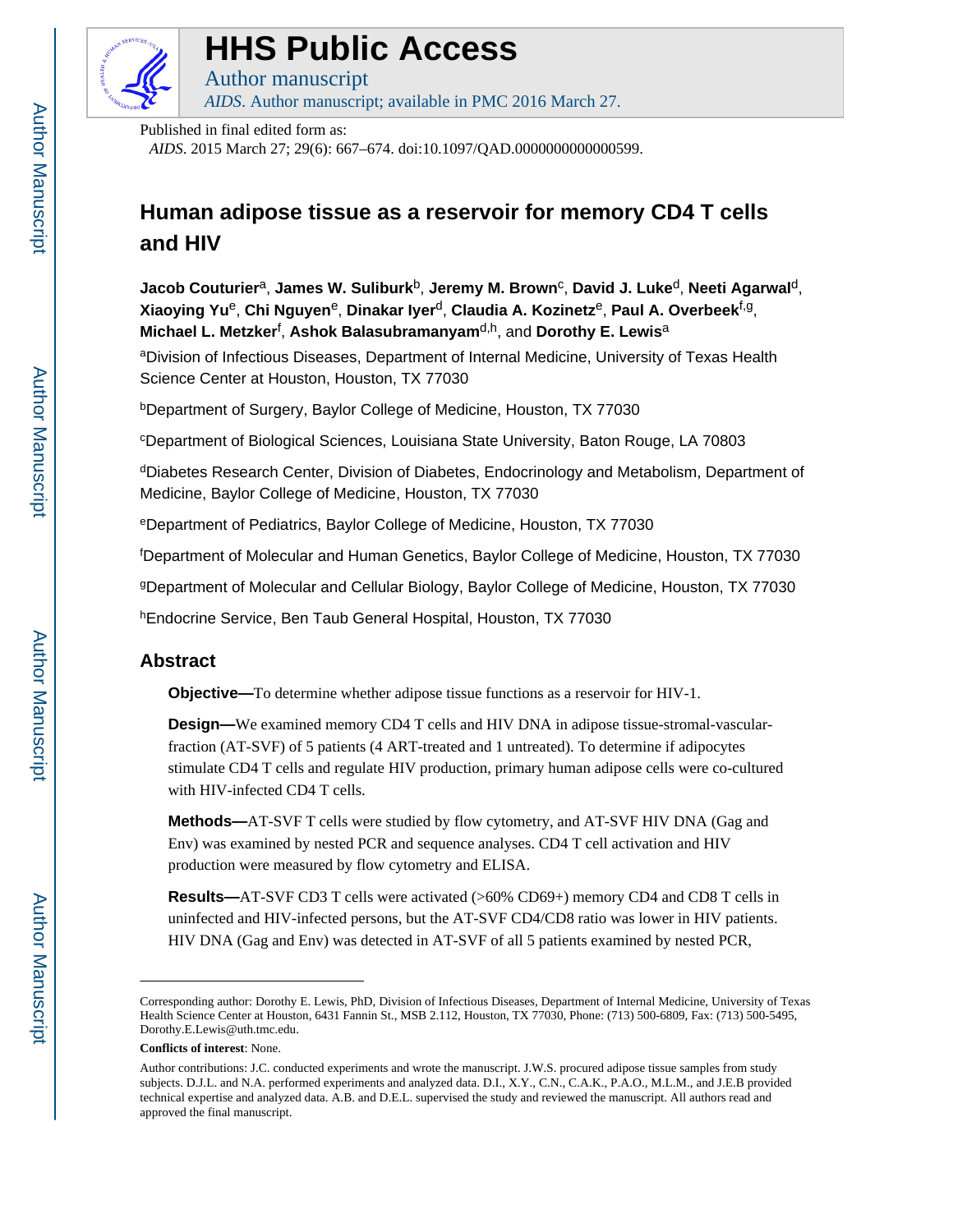# HHS Public Access

Author manuscript

*AIDS*. Author manuscript; available in PMC 2016 March 27.

Published in final edited form as:

*AIDS*. 2015 March 27; 29(6): 667–674. doi:10.1097/QAD.0000000000000599.

# Human adipose tissue as a reservoir for memory CD4 T cells and HIV

**Jacob Couturier**[a], **James W. Suliburk**[b], **Jeremy M. Brown**[c], **David J. Luke**[d], **Neeti Agarwal**[d], **Xiaoying Yu**[e], **Chi Nguyen**[e], **Dinakar Iyer**[d], **Claudia A. Kozinetz**[e], **Paul A. Overbeek**[f,g], **Michael L. Metzker**[f], **Ashok Balasubramanyam**[d,h], and **Dorothy E. Lewis**[a]

[a]Division of Infectious Diseases, Department of Internal Medicine, University of Texas Health Science Center at Houston, Houston, TX 77030

[b]Department of Surgery, Baylor College of Medicine, Houston, TX 77030

[c]Department of Biological Sciences, Louisiana State University, Baton Rouge, LA 70803

[d]Diabetes Research Center, Division of Diabetes, Endocrinology and Metabolism, Department of Medicine, Baylor College of Medicine, Houston, TX 77030

[e]Department of Pediatrics, Baylor College of Medicine, Houston, TX 77030

[f]Department of Molecular and Human Genetics, Baylor College of Medicine, Houston, TX 77030

[g]Department of Molecular and Cellular Biology, Baylor College of Medicine, Houston, TX 77030

[h]Endocrine Service, Ben Taub General Hospital, Houston, TX 77030

## Abstract

**Objective—**To determine whether adipose tissue functions as a reservoir for HIV-1.

**Design—**We examined memory CD4 T cells and HIV DNA in adipose tissue-stromal-vascular-fraction (AT-SVF) of 5 patients (4 ART-treated and 1 untreated). To determine if adipocytes stimulate CD4 T cells and regulate HIV production, primary human adipose cells were co-cultured with HIV-infected CD4 T cells.

**Methods—**AT-SVF T cells were studied by flow cytometry, and AT-SVF HIV DNA (Gag and Env) was examined by nested PCR and sequence analyses. CD4 T cell activation and HIV production were measured by flow cytometry and ELISA.

**Results—**AT-SVF CD3 T cells were activated (>60% CD69+) memory CD4 and CD8 T cells in uninfected and HIV-infected persons, but the AT-SVF CD4/CD8 ratio was lower in HIV patients. HIV DNA (Gag and Env) was detected in AT-SVF of all 5 patients examined by nested PCR,

---

Corresponding author: Dorothy E. Lewis, PhD, Division of Infectious Diseases, Department of Internal Medicine, University of Texas Health Science Center at Houston, 6431 Fannin St., MSB 2.112, Houston, TX 77030, Phone: (713) 500-6809, Fax: (713) 500-5495, Dorothy.E.Lewis@uth.tmc.edu.

**Conflicts of interest**: None.

Author contributions: J.C. conducted experiments and wrote the manuscript. J.W.S. procured adipose tissue samples from study subjects. D.J.L. and N.A. performed experiments and analyzed data. D.I., X.Y., C.N., C.A.K., P.A.O., M.L.M., and J.E.B provided technical expertise and analyzed data. A.B. and D.E.L. supervised the study and reviewed the manuscript. All authors read and approved the final manuscript.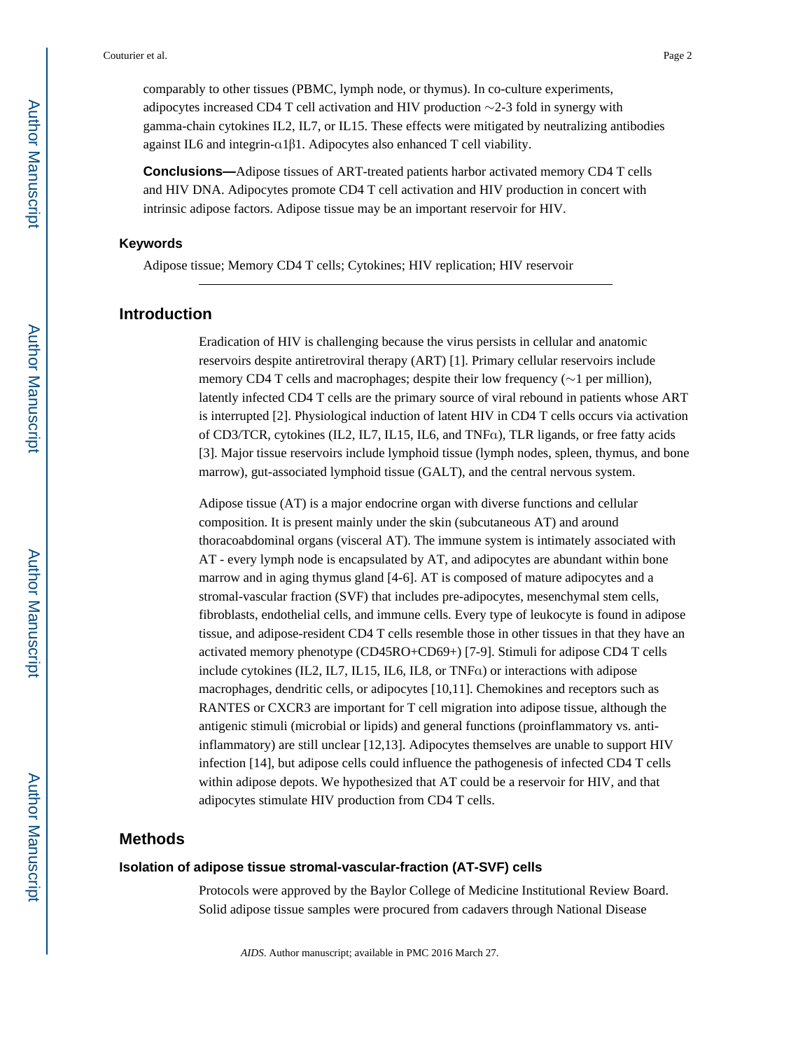comparably to other tissues (PBMC, lymph node, or thymus). In co-culture experiments, adipocytes increased CD4 T cell activation and HIV production ∼2-3 fold in synergy with gamma-chain cytokines IL2, IL7, or IL15. These effects were mitigated by neutralizing antibodies against IL6 and integrin-α1β1. Adipocytes also enhanced T cell viability.

**Conclusions—**Adipose tissues of ART-treated patients harbor activated memory CD4 T cells and HIV DNA. Adipocytes promote CD4 T cell activation and HIV production in concert with intrinsic adipose factors. Adipose tissue may be an important reservoir for HIV.

### Keywords

Adipose tissue; Memory CD4 T cells; Cytokines; HIV replication; HIV reservoir

## Introduction

Eradication of HIV is challenging because the virus persists in cellular and anatomic reservoirs despite antiretroviral therapy (ART) [1]. Primary cellular reservoirs include memory CD4 T cells and macrophages; despite their low frequency (∼1 per million), latently infected CD4 T cells are the primary source of viral rebound in patients whose ART is interrupted [2]. Physiological induction of latent HIV in CD4 T cells occurs via activation of CD3/TCR, cytokines (IL2, IL7, IL15, IL6, and TNFα), TLR ligands, or free fatty acids [3]. Major tissue reservoirs include lymphoid tissue (lymph nodes, spleen, thymus, and bone marrow), gut-associated lymphoid tissue (GALT), and the central nervous system.

Adipose tissue (AT) is a major endocrine organ with diverse functions and cellular composition. It is present mainly under the skin (subcutaneous AT) and around thoracoabdominal organs (visceral AT). The immune system is intimately associated with AT - every lymph node is encapsulated by AT, and adipocytes are abundant within bone marrow and in aging thymus gland [4-6]. AT is composed of mature adipocytes and a stromal-vascular fraction (SVF) that includes pre-adipocytes, mesenchymal stem cells, fibroblasts, endothelial cells, and immune cells. Every type of leukocyte is found in adipose tissue, and adipose-resident CD4 T cells resemble those in other tissues in that they have an activated memory phenotype (CD45RO+CD69+) [7-9]. Stimuli for adipose CD4 T cells include cytokines (IL2, IL7, IL15, IL6, IL8, or TNFα) or interactions with adipose macrophages, dendritic cells, or adipocytes [10,11]. Chemokines and receptors such as RANTES or CXCR3 are important for T cell migration into adipose tissue, although the antigenic stimuli (microbial or lipids) and general functions (proinflammatory vs. anti-inflammatory) are still unclear [12,13]. Adipocytes themselves are unable to support HIV infection [14], but adipose cells could influence the pathogenesis of infected CD4 T cells within adipose depots. We hypothesized that AT could be a reservoir for HIV, and that adipocytes stimulate HIV production from CD4 T cells.

## Methods

### Isolation of adipose tissue stromal-vascular-fraction (AT-SVF) cells

Protocols were approved by the Baylor College of Medicine Institutional Review Board. Solid adipose tissue samples were procured from cadavers through National Disease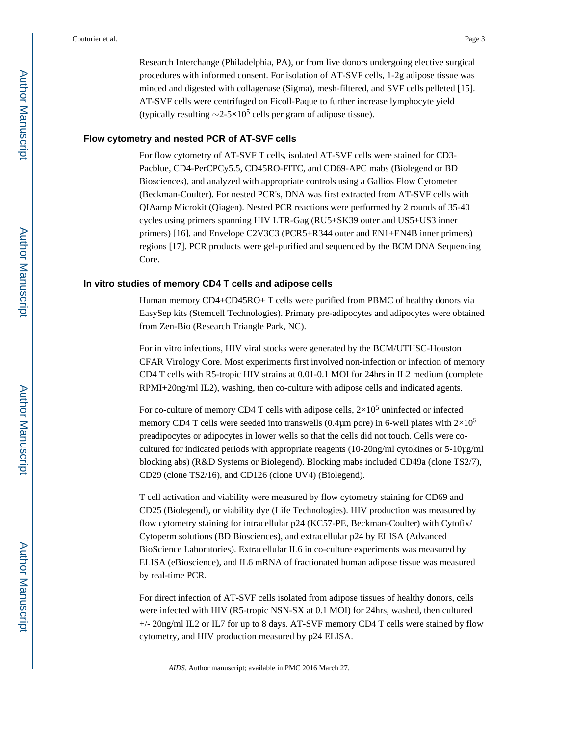Research Interchange (Philadelphia, PA), or from live donors undergoing elective surgical procedures with informed consent. For isolation of AT-SVF cells, 1-2g adipose tissue was minced and digested with collagenase (Sigma), mesh-filtered, and SVF cells pelleted [15]. AT-SVF cells were centrifuged on Ficoll-Paque to further increase lymphocyte yield (typically resulting $\sim$2-5×$10^5$ cells per gram of adipose tissue).

### Flow cytometry and nested PCR of AT-SVF cells

For flow cytometry of AT-SVF T cells, isolated AT-SVF cells were stained for CD3-Pacblue, CD4-PerCPCy5.5, CD45RO-FITC, and CD69-APC mabs (Biolegend or BD Biosciences), and analyzed with appropriate controls using a Gallios Flow Cytometer (Beckman-Coulter). For nested PCR's, DNA was first extracted from AT-SVF cells with QIAamp Microkit (Qiagen). Nested PCR reactions were performed by 2 rounds of 35-40 cycles using primers spanning HIV LTR-Gag (RU5+SK39 outer and US5+US3 inner primers) [16], and Envelope C2V3C3 (PCR5+R344 outer and EN1+EN4B inner primers) regions [17]. PCR products were gel-purified and sequenced by the BCM DNA Sequencing Core.

### In vitro studies of memory CD4 T cells and adipose cells

Human memory CD4+CD45RO+ T cells were purified from PBMC of healthy donors via EasySep kits (Stemcell Technologies). Primary pre-adipocytes and adipocytes were obtained from Zen-Bio (Research Triangle Park, NC).

For in vitro infections, HIV viral stocks were generated by the BCM/UTHSC-Houston CFAR Virology Core. Most experiments first involved non-infection or infection of memory CD4 T cells with R5-tropic HIV strains at 0.01-0.1 MOI for 24hrs in IL2 medium (complete RPMI+20ng/ml IL2), washing, then co-culture with adipose cells and indicated agents.

For co-culture of memory CD4 T cells with adipose cells, 2×$10^5$ uninfected or infected memory CD4 T cells were seeded into transwells (0.4μm pore) in 6-well plates with 2×$10^5$ preadipocytes or adipocytes in lower wells so that the cells did not touch. Cells were co-cultured for indicated periods with appropriate reagents (10-20ng/ml cytokines or 5-10μg/ml blocking abs) (R&D Systems or Biolegend). Blocking mabs included CD49a (clone TS2/7), CD29 (clone TS2/16), and CD126 (clone UV4) (Biolegend).

T cell activation and viability were measured by flow cytometry staining for CD69 and CD25 (Biolegend), or viability dye (Life Technologies). HIV production was measured by flow cytometry staining for intracellular p24 (KC57-PE, Beckman-Coulter) with Cytofix/Cytoperm solutions (BD Biosciences), and extracellular p24 by ELISA (Advanced BioScience Laboratories). Extracellular IL6 in co-culture experiments was measured by ELISA (eBioscience), and IL6 mRNA of fractionated human adipose tissue was measured by real-time PCR.

For direct infection of AT-SVF cells isolated from adipose tissues of healthy donors, cells were infected with HIV (R5-tropic NSN-SX at 0.1 MOI) for 24hrs, washed, then cultured +/- 20ng/ml IL2 or IL7 for up to 8 days. AT-SVF memory CD4 T cells were stained by flow cytometry, and HIV production measured by p24 ELISA.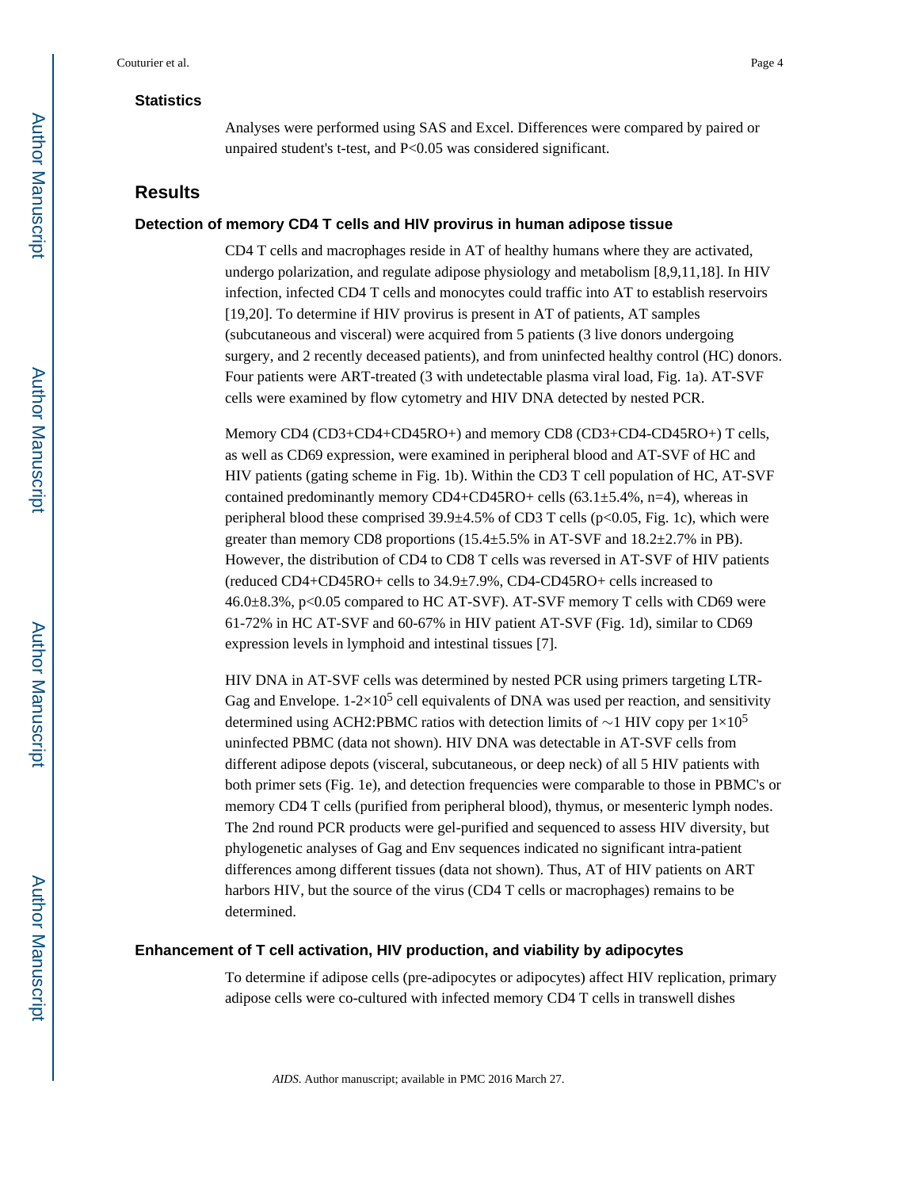### Statistics

Analyses were performed using SAS and Excel. Differences were compared by paired or unpaired student's t-test, and $P<0.05$ was considered significant.

## Results

### Detection of memory CD4 T cells and HIV provirus in human adipose tissue

CD4 T cells and macrophages reside in AT of healthy humans where they are activated, undergo polarization, and regulate adipose physiology and metabolism [8,9,11,18]. In HIV infection, infected CD4 T cells and monocytes could traffic into AT to establish reservoirs [19,20]. To determine if HIV provirus is present in AT of patients, AT samples (subcutaneous and visceral) were acquired from 5 patients (3 live donors undergoing surgery, and 2 recently deceased patients), and from uninfected healthy control (HC) donors. Four patients were ART-treated (3 with undetectable plasma viral load, Fig. 1a). AT-SVF cells were examined by flow cytometry and HIV DNA detected by nested PCR.

Memory CD4 (CD3+CD4+CD45RO+) and memory CD8 (CD3+CD4-CD45RO+) T cells, as well as CD69 expression, were examined in peripheral blood and AT-SVF of HC and HIV patients (gating scheme in Fig. 1b). Within the CD3 T cell population of HC, AT-SVF contained predominantly memory CD4+CD45RO+ cells ($63.1\pm5.4\%$, n=4), whereas in peripheral blood these comprised $39.9\pm4.5\%$ of CD3 T cells ($p<0.05$, Fig. 1c), which were greater than memory CD8 proportions ($15.4\pm5.5\%$ in AT-SVF and $18.2\pm2.7\%$ in PB). However, the distribution of CD4 to CD8 T cells was reversed in AT-SVF of HIV patients (reduced CD4+CD45RO+ cells to $34.9\pm7.9\%$, CD4-CD45RO+ cells increased to $46.0\pm8.3\%$, $p<0.05$ compared to HC AT-SVF). AT-SVF memory T cells with CD69 were 61-72% in HC AT-SVF and 60-67% in HIV patient AT-SVF (Fig. 1d), similar to CD69 expression levels in lymphoid and intestinal tissues [7].

HIV DNA in AT-SVF cells was determined by nested PCR using primers targeting LTR-Gag and Envelope. $1\text{-}2\times10^5$ cell equivalents of DNA was used per reaction, and sensitivity determined using ACH2:PBMC ratios with detection limits of $\sim$1 HIV copy per $1\times10^5$ uninfected PBMC (data not shown). HIV DNA was detectable in AT-SVF cells from different adipose depots (visceral, subcutaneous, or deep neck) of all 5 HIV patients with both primer sets (Fig. 1e), and detection frequencies were comparable to those in PBMC's or memory CD4 T cells (purified from peripheral blood), thymus, or mesenteric lymph nodes. The 2nd round PCR products were gel-purified and sequenced to assess HIV diversity, but phylogenetic analyses of Gag and Env sequences indicated no significant intra-patient differences among different tissues (data not shown). Thus, AT of HIV patients on ART harbors HIV, but the source of the virus (CD4 T cells or macrophages) remains to be determined.

### Enhancement of T cell activation, HIV production, and viability by adipocytes

To determine if adipose cells (pre-adipocytes or adipocytes) affect HIV replication, primary adipose cells were co-cultured with infected memory CD4 T cells in transwell dishes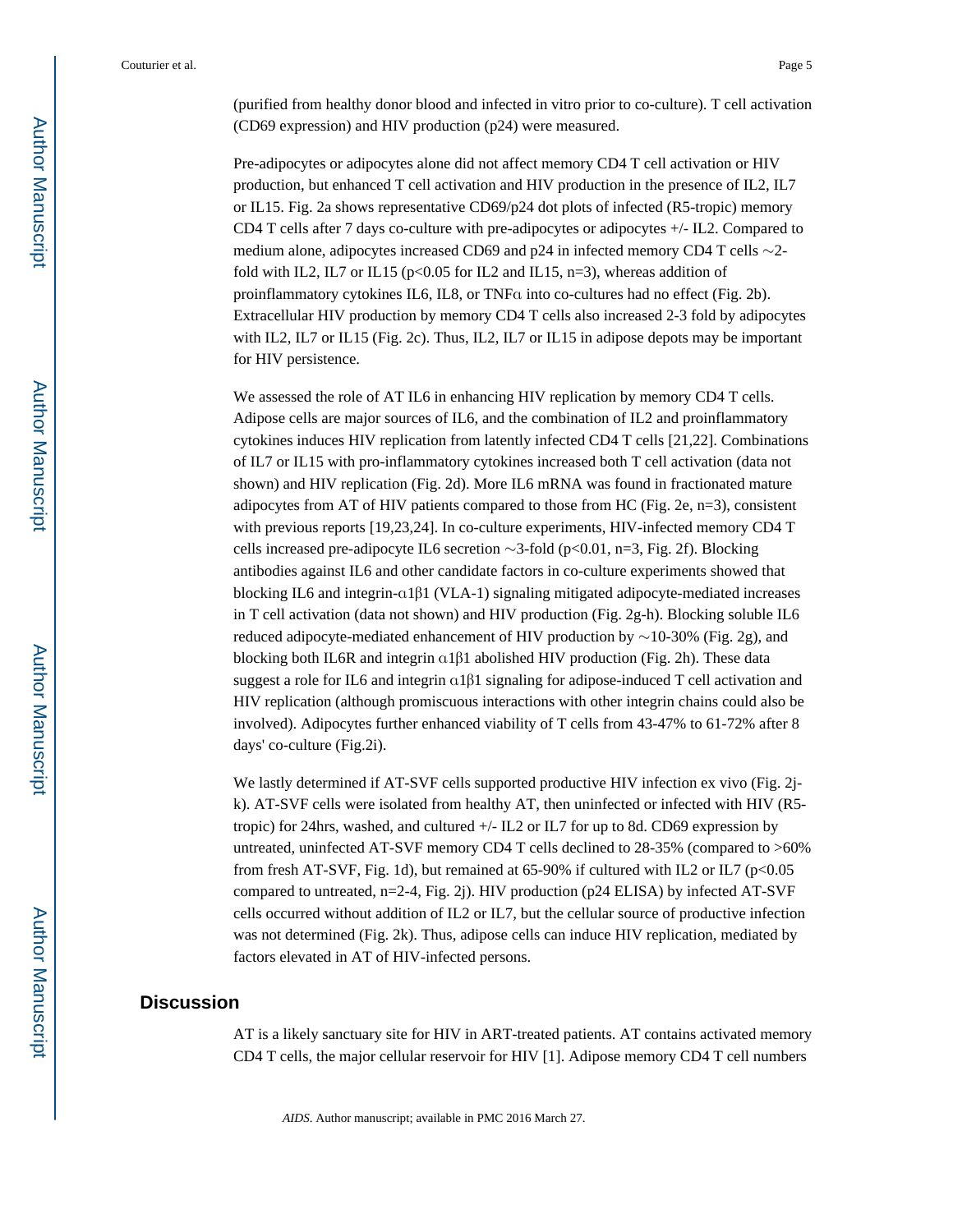(purified from healthy donor blood and infected in vitro prior to co-culture). T cell activation (CD69 expression) and HIV production (p24) were measured.

Pre-adipocytes or adipocytes alone did not affect memory CD4 T cell activation or HIV production, but enhanced T cell activation and HIV production in the presence of IL2, IL7 or IL15. Fig. 2a shows representative CD69/p24 dot plots of infected (R5-tropic) memory CD4 T cells after 7 days co-culture with pre-adipocytes or adipocytes +/- IL2. Compared to medium alone, adipocytes increased CD69 and p24 in infected memory CD4 T cells ~2-fold with IL2, IL7 or IL15 ($p<0.05$ for IL2 and IL15, n=3), whereas addition of proinflammatory cytokines IL6, IL8, or TNFα into co-cultures had no effect (Fig. 2b). Extracellular HIV production by memory CD4 T cells also increased 2-3 fold by adipocytes with IL2, IL7 or IL15 (Fig. 2c). Thus, IL2, IL7 or IL15 in adipose depots may be important for HIV persistence.

We assessed the role of AT IL6 in enhancing HIV replication by memory CD4 T cells. Adipose cells are major sources of IL6, and the combination of IL2 and proinflammatory cytokines induces HIV replication from latently infected CD4 T cells [21,22]. Combinations of IL7 or IL15 with pro-inflammatory cytokines increased both T cell activation (data not shown) and HIV replication (Fig. 2d). More IL6 mRNA was found in fractionated mature adipocytes from AT of HIV patients compared to those from HC (Fig. 2e, n=3), consistent with previous reports [19,23,24]. In co-culture experiments, HIV-infected memory CD4 T cells increased pre-adipocyte IL6 secretion ~3-fold ($p<0.01$, n=3, Fig. 2f). Blocking antibodies against IL6 and other candidate factors in co-culture experiments showed that blocking IL6 and integrin-α1β1 (VLA-1) signaling mitigated adipocyte-mediated increases in T cell activation (data not shown) and HIV production (Fig. 2g-h). Blocking soluble IL6 reduced adipocyte-mediated enhancement of HIV production by ~10-30% (Fig. 2g), and blocking both IL6R and integrin α1β1 abolished HIV production (Fig. 2h). These data suggest a role for IL6 and integrin α1β1 signaling for adipose-induced T cell activation and HIV replication (although promiscuous interactions with other integrin chains could also be involved). Adipocytes further enhanced viability of T cells from 43-47% to 61-72% after 8 days' co-culture (Fig.2i).

We lastly determined if AT-SVF cells supported productive HIV infection ex vivo (Fig. 2j-k). AT-SVF cells were isolated from healthy AT, then uninfected or infected with HIV (R5-tropic) for 24hrs, washed, and cultured +/- IL2 or IL7 for up to 8d. CD69 expression by untreated, uninfected AT-SVF memory CD4 T cells declined to 28-35% (compared to >60% from fresh AT-SVF, Fig. 1d), but remained at 65-90% if cultured with IL2 or IL7 ($p<0.05$ compared to untreated, n=2-4, Fig. 2j). HIV production (p24 ELISA) by infected AT-SVF cells occurred without addition of IL2 or IL7, but the cellular source of productive infection was not determined (Fig. 2k). Thus, adipose cells can induce HIV replication, mediated by factors elevated in AT of HIV-infected persons.

## Discussion

AT is a likely sanctuary site for HIV in ART-treated patients. AT contains activated memory CD4 T cells, the major cellular reservoir for HIV [1]. Adipose memory CD4 T cell numbers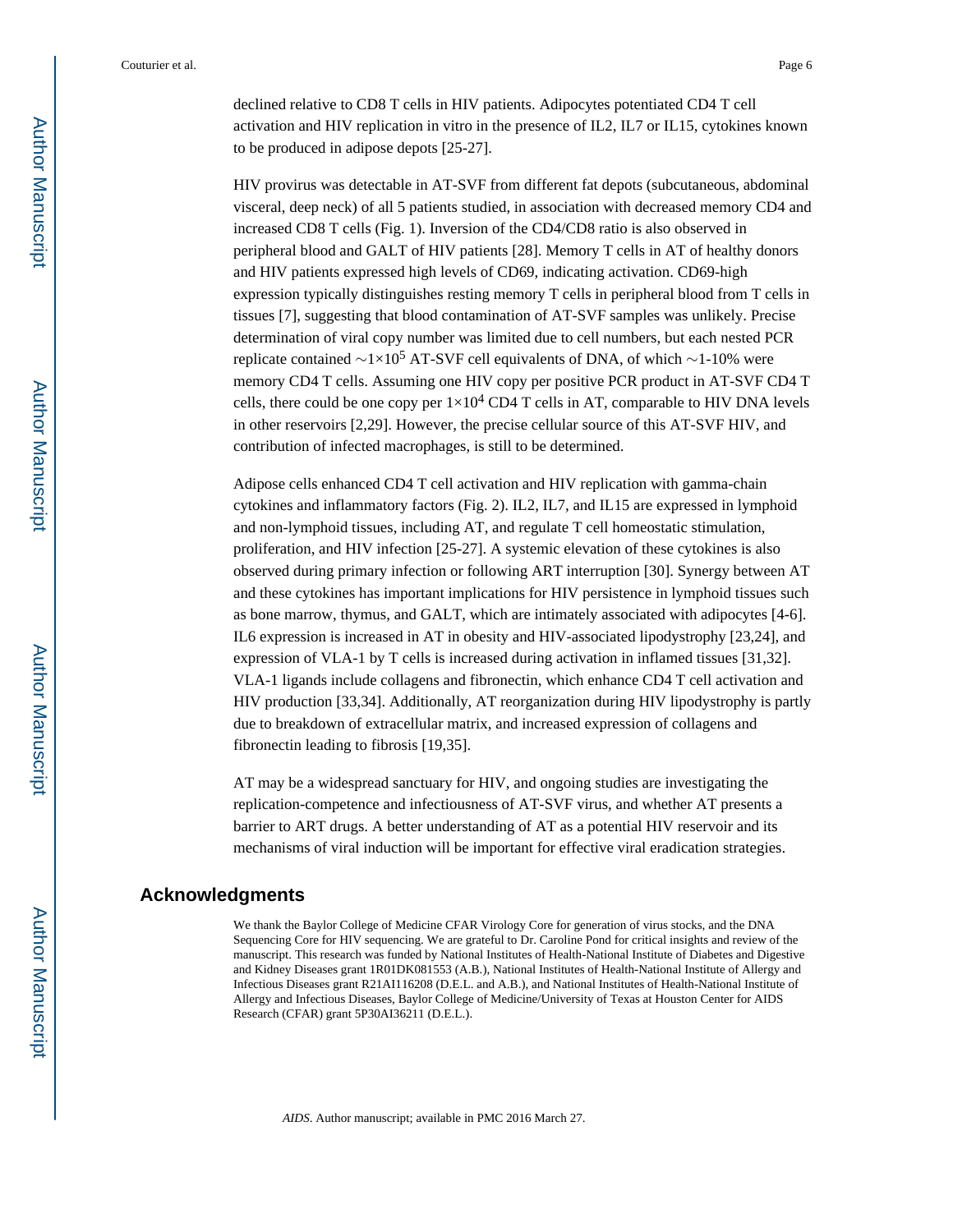declined relative to CD8 T cells in HIV patients. Adipocytes potentiated CD4 T cell activation and HIV replication in vitro in the presence of IL2, IL7 or IL15, cytokines known to be produced in adipose depots [25-27].

HIV provirus was detectable in AT-SVF from different fat depots (subcutaneous, abdominal visceral, deep neck) of all 5 patients studied, in association with decreased memory CD4 and increased CD8 T cells (Fig. 1). Inversion of the CD4/CD8 ratio is also observed in peripheral blood and GALT of HIV patients [28]. Memory T cells in AT of healthy donors and HIV patients expressed high levels of CD69, indicating activation. CD69-high expression typically distinguishes resting memory T cells in peripheral blood from T cells in tissues [7], suggesting that blood contamination of AT-SVF samples was unlikely. Precise determination of viral copy number was limited due to cell numbers, but each nested PCR replicate contained $\sim 1 \times 10^5$ AT-SVF cell equivalents of DNA, of which $\sim$1-10% were memory CD4 T cells. Assuming one HIV copy per positive PCR product in AT-SVF CD4 T cells, there could be one copy per $1 \times 10^4$ CD4 T cells in AT, comparable to HIV DNA levels in other reservoirs [2,29]. However, the precise cellular source of this AT-SVF HIV, and contribution of infected macrophages, is still to be determined.

Adipose cells enhanced CD4 T cell activation and HIV replication with gamma-chain cytokines and inflammatory factors (Fig. 2). IL2, IL7, and IL15 are expressed in lymphoid and non-lymphoid tissues, including AT, and regulate T cell homeostatic stimulation, proliferation, and HIV infection [25-27]. A systemic elevation of these cytokines is also observed during primary infection or following ART interruption [30]. Synergy between AT and these cytokines has important implications for HIV persistence in lymphoid tissues such as bone marrow, thymus, and GALT, which are intimately associated with adipocytes [4-6]. IL6 expression is increased in AT in obesity and HIV-associated lipodystrophy [23,24], and expression of VLA-1 by T cells is increased during activation in inflamed tissues [31,32]. VLA-1 ligands include collagens and fibronectin, which enhance CD4 T cell activation and HIV production [33,34]. Additionally, AT reorganization during HIV lipodystrophy is partly due to breakdown of extracellular matrix, and increased expression of collagens and fibronectin leading to fibrosis [19,35].

AT may be a widespread sanctuary for HIV, and ongoing studies are investigating the replication-competence and infectiousness of AT-SVF virus, and whether AT presents a barrier to ART drugs. A better understanding of AT as a potential HIV reservoir and its mechanisms of viral induction will be important for effective viral eradication strategies.

## Acknowledgments

We thank the Baylor College of Medicine CFAR Virology Core for generation of virus stocks, and the DNA Sequencing Core for HIV sequencing. We are grateful to Dr. Caroline Pond for critical insights and review of the manuscript. This research was funded by National Institutes of Health-National Institute of Diabetes and Digestive and Kidney Diseases grant 1R01DK081553 (A.B.), National Institutes of Health-National Institute of Allergy and Infectious Diseases grant R21AI116208 (D.E.L. and A.B.), and National Institutes of Health-National Institute of Allergy and Infectious Diseases, Baylor College of Medicine/University of Texas at Houston Center for AIDS Research (CFAR) grant 5P30AI36211 (D.E.L.).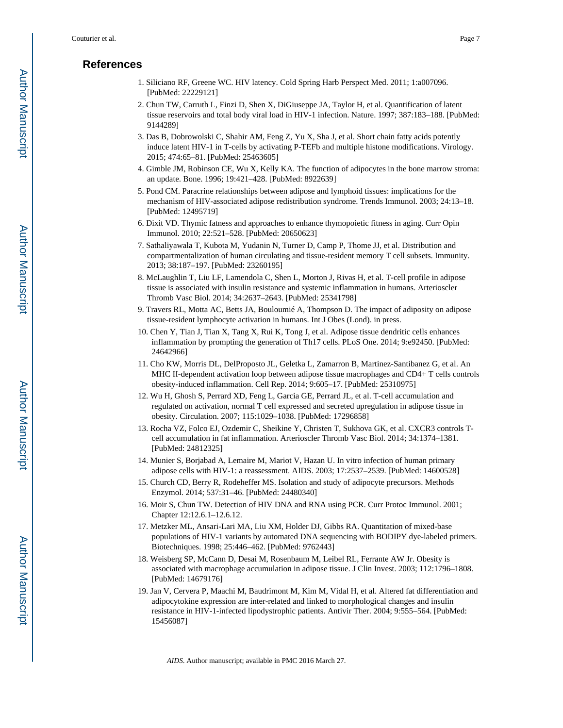## References

1. Siliciano RF, Greene WC. HIV latency. Cold Spring Harb Perspect Med. 2011; 1:a007096. [PubMed: 22229121]
2. Chun TW, Carruth L, Finzi D, Shen X, DiGiuseppe JA, Taylor H, et al. Quantification of latent tissue reservoirs and total body viral load in HIV-1 infection. Nature. 1997; 387:183–188. [PubMed: 9144289]
3. Das B, Dobrowolski C, Shahir AM, Feng Z, Yu X, Sha J, et al. Short chain fatty acids potently induce latent HIV-1 in T-cells by activating P-TEFb and multiple histone modifications. Virology. 2015; 474:65–81. [PubMed: 25463605]
4. Gimble JM, Robinson CE, Wu X, Kelly KA. The function of adipocytes in the bone marrow stroma: an update. Bone. 1996; 19:421–428. [PubMed: 8922639]
5. Pond CM. Paracrine relationships between adipose and lymphoid tissues: implications for the mechanism of HIV-associated adipose redistribution syndrome. Trends Immunol. 2003; 24:13–18. [PubMed: 12495719]
6. Dixit VD. Thymic fatness and approaches to enhance thymopoietic fitness in aging. Curr Opin Immunol. 2010; 22:521–528. [PubMed: 20650623]
7. Sathaliyawala T, Kubota M, Yudanin N, Turner D, Camp P, Thome JJ, et al. Distribution and compartmentalization of human circulating and tissue-resident memory T cell subsets. Immunity. 2013; 38:187–197. [PubMed: 23260195]
8. McLaughlin T, Liu LF, Lamendola C, Shen L, Morton J, Rivas H, et al. T-cell profile in adipose tissue is associated with insulin resistance and systemic inflammation in humans. Arterioscler Thromb Vasc Biol. 2014; 34:2637–2643. [PubMed: 25341798]
9. Travers RL, Motta AC, Betts JA, Bouloumié A, Thompson D. The impact of adiposity on adipose tissue-resident lymphocyte activation in humans. Int J Obes (Lond). in press.
10. Chen Y, Tian J, Tian X, Tang X, Rui K, Tong J, et al. Adipose tissue dendritic cells enhances inflammation by prompting the generation of Th17 cells. PLoS One. 2014; 9:e92450. [PubMed: 24642966]
11. Cho KW, Morris DL, DelProposto JL, Geletka L, Zamarron B, Martinez-Santibanez G, et al. An MHC II-dependent activation loop between adipose tissue macrophages and CD4+ T cells controls obesity-induced inflammation. Cell Rep. 2014; 9:605–17. [PubMed: 25310975]
12. Wu H, Ghosh S, Perrard XD, Feng L, Garcia GE, Perrard JL, et al. T-cell accumulation and regulated on activation, normal T cell expressed and secreted upregulation in adipose tissue in obesity. Circulation. 2007; 115:1029–1038. [PubMed: 17296858]
13. Rocha VZ, Folco EJ, Ozdemir C, Sheikine Y, Christen T, Sukhova GK, et al. CXCR3 controls T-cell accumulation in fat inflammation. Arterioscler Thromb Vasc Biol. 2014; 34:1374–1381. [PubMed: 24812325]
14. Munier S, Borjabad A, Lemaire M, Mariot V, Hazan U. In vitro infection of human primary adipose cells with HIV-1: a reassessment. AIDS. 2003; 17:2537–2539. [PubMed: 14600528]
15. Church CD, Berry R, Rodeheffer MS. Isolation and study of adipocyte precursors. Methods Enzymol. 2014; 537:31–46. [PubMed: 24480340]
16. Moir S, Chun TW. Detection of HIV DNA and RNA using PCR. Curr Protoc Immunol. 2001; Chapter 12:12.6.1–12.6.12.
17. Metzker ML, Ansari-Lari MA, Liu XM, Holder DJ, Gibbs RA. Quantitation of mixed-base populations of HIV-1 variants by automated DNA sequencing with BODIPY dye-labeled primers. Biotechniques. 1998; 25:446–462. [PubMed: 9762443]
18. Weisberg SP, McCann D, Desai M, Rosenbaum M, Leibel RL, Ferrante AW Jr. Obesity is associated with macrophage accumulation in adipose tissue. J Clin Invest. 2003; 112:1796–1808. [PubMed: 14679176]
19. Jan V, Cervera P, Maachi M, Baudrimont M, Kim M, Vidal H, et al. Altered fat differentiation and adipocytokine expression are inter-related and linked to morphological changes and insulin resistance in HIV-1-infected lipodystrophic patients. Antivir Ther. 2004; 9:555–564. [PubMed: 15456087]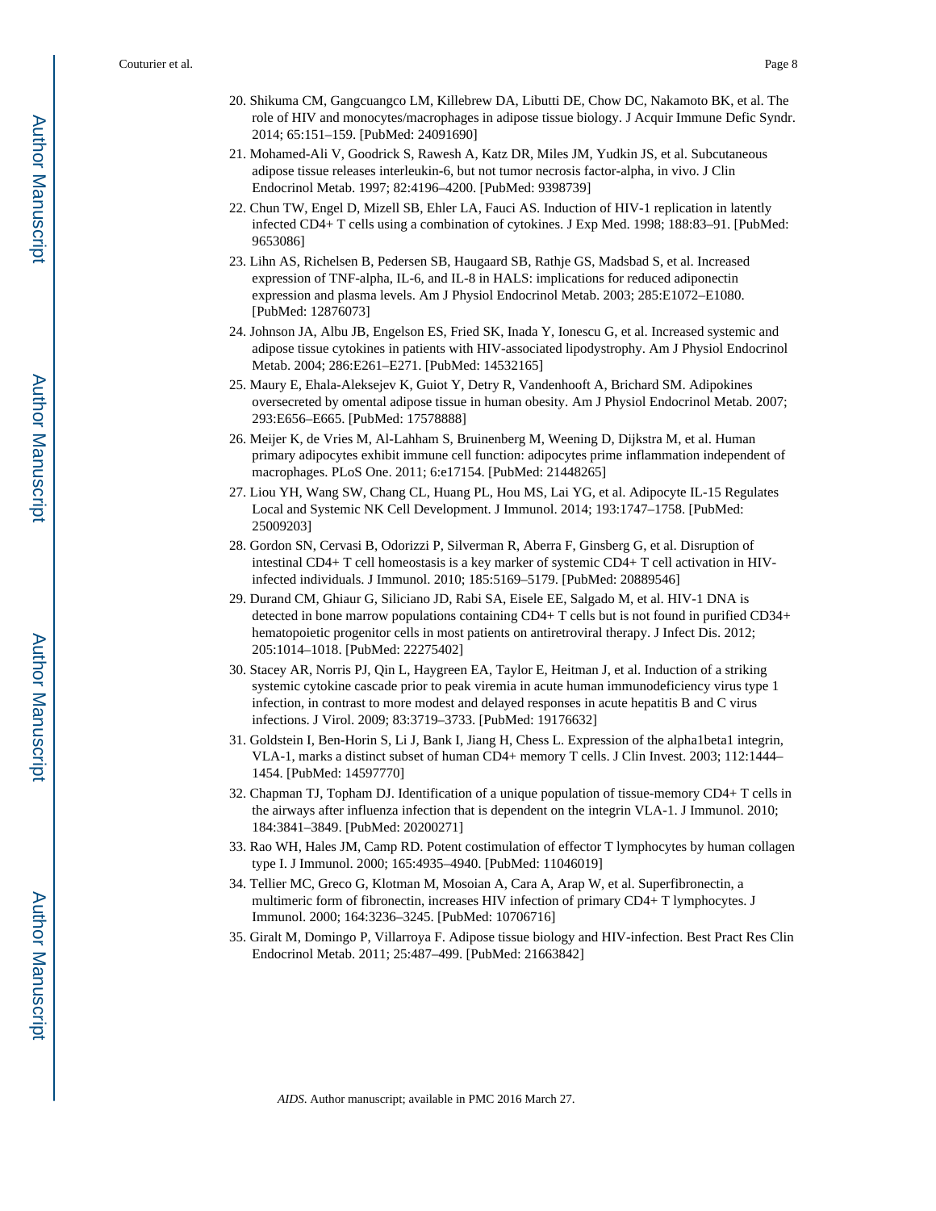20. Shikuma CM, Gangcuangco LM, Killebrew DA, Libutti DE, Chow DC, Nakamoto BK, et al. The role of HIV and monocytes/macrophages in adipose tissue biology. J Acquir Immune Defic Syndr. 2014; 65:151–159. [PubMed: 24091690]
21. Mohamed-Ali V, Goodrick S, Rawesh A, Katz DR, Miles JM, Yudkin JS, et al. Subcutaneous adipose tissue releases interleukin-6, but not tumor necrosis factor-alpha, in vivo. J Clin Endocrinol Metab. 1997; 82:4196–4200. [PubMed: 9398739]
22. Chun TW, Engel D, Mizell SB, Ehler LA, Fauci AS. Induction of HIV-1 replication in latently infected CD4+ T cells using a combination of cytokines. J Exp Med. 1998; 188:83–91. [PubMed: 9653086]
23. Lihn AS, Richelsen B, Pedersen SB, Haugaard SB, Rathje GS, Madsbad S, et al. Increased expression of TNF-alpha, IL-6, and IL-8 in HALS: implications for reduced adiponectin expression and plasma levels. Am J Physiol Endocrinol Metab. 2003; 285:E1072–E1080. [PubMed: 12876073]
24. Johnson JA, Albu JB, Engelson ES, Fried SK, Inada Y, Ionescu G, et al. Increased systemic and adipose tissue cytokines in patients with HIV-associated lipodystrophy. Am J Physiol Endocrinol Metab. 2004; 286:E261–E271. [PubMed: 14532165]
25. Maury E, Ehala-Aleksejev K, Guiot Y, Detry R, Vandenhooft A, Brichard SM. Adipokines oversecreted by omental adipose tissue in human obesity. Am J Physiol Endocrinol Metab. 2007; 293:E656–E665. [PubMed: 17578888]
26. Meijer K, de Vries M, Al-Lahham S, Bruinenberg M, Weening D, Dijkstra M, et al. Human primary adipocytes exhibit immune cell function: adipocytes prime inflammation independent of macrophages. PLoS One. 2011; 6:e17154. [PubMed: 21448265]
27. Liou YH, Wang SW, Chang CL, Huang PL, Hou MS, Lai YG, et al. Adipocyte IL-15 Regulates Local and Systemic NK Cell Development. J Immunol. 2014; 193:1747–1758. [PubMed: 25009203]
28. Gordon SN, Cervasi B, Odorizzi P, Silverman R, Aberra F, Ginsberg G, et al. Disruption of intestinal CD4+ T cell homeostasis is a key marker of systemic CD4+ T cell activation in HIV-infected individuals. J Immunol. 2010; 185:5169–5179. [PubMed: 20889546]
29. Durand CM, Ghiaur G, Siliciano JD, Rabi SA, Eisele EE, Salgado M, et al. HIV-1 DNA is detected in bone marrow populations containing CD4+ T cells but is not found in purified CD34+ hematopoietic progenitor cells in most patients on antiretroviral therapy. J Infect Dis. 2012; 205:1014–1018. [PubMed: 22275402]
30. Stacey AR, Norris PJ, Qin L, Haygreen EA, Taylor E, Heitman J, et al. Induction of a striking systemic cytokine cascade prior to peak viremia in acute human immunodeficiency virus type 1 infection, in contrast to more modest and delayed responses in acute hepatitis B and C virus infections. J Virol. 2009; 83:3719–3733. [PubMed: 19176632]
31. Goldstein I, Ben-Horin S, Li J, Bank I, Jiang H, Chess L. Expression of the alpha1beta1 integrin, VLA-1, marks a distinct subset of human CD4+ memory T cells. J Clin Invest. 2003; 112:1444–1454. [PubMed: 14597770]
32. Chapman TJ, Topham DJ. Identification of a unique population of tissue-memory CD4+ T cells in the airways after influenza infection that is dependent on the integrin VLA-1. J Immunol. 2010; 184:3841–3849. [PubMed: 20200271]
33. Rao WH, Hales JM, Camp RD. Potent costimulation of effector T lymphocytes by human collagen type I. J Immunol. 2000; 165:4935–4940. [PubMed: 11046019]
34. Tellier MC, Greco G, Klotman M, Mosoian A, Cara A, Arap W, et al. Superfibronectin, a multimeric form of fibronectin, increases HIV infection of primary CD4+ T lymphocytes. J Immunol. 2000; 164:3236–3245. [PubMed: 10706716]
35. Giralt M, Domingo P, Villarroya F. Adipose tissue biology and HIV-infection. Best Pract Res Clin Endocrinol Metab. 2011; 25:487–499. [PubMed: 21663842]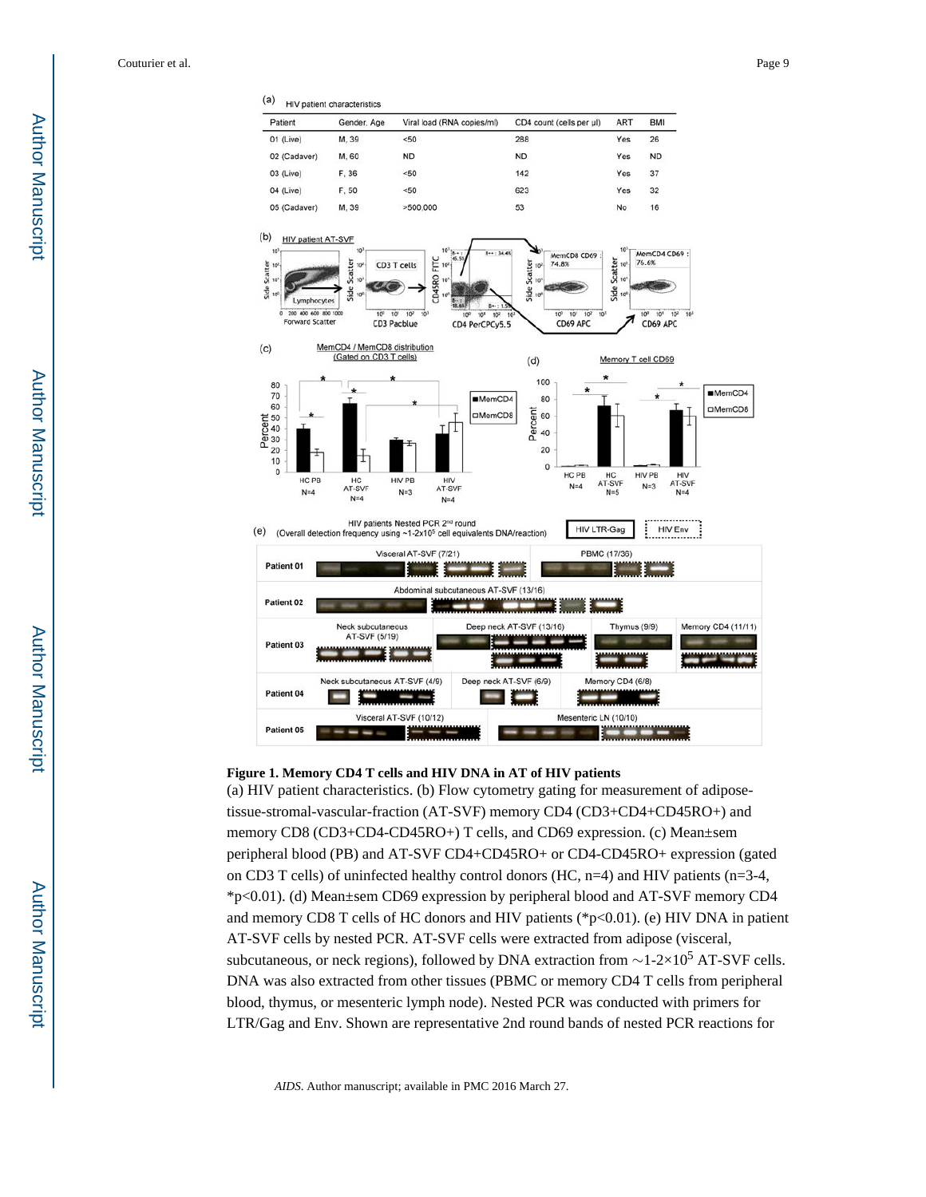(a) HIV patient characteristics

| Patient | Gender, Age | Viral load (RNA copies/ml) | CD4 count (cells per µl) | ART | BMI |
|---|---|---|---|---|---|
| 01 (Live) | M, 39 | <50 | 288 | Yes | 26 |
| 02 (Cadaver) | M, 60 | ND | ND | Yes | ND |
| 03 (Live) | F, 36 | <50 | 142 | Yes | 37 |
| 04 (Live) | F, 50 | <50 | 623 | Yes | 32 |
| 05 (Cadaver) | M, 39 | >500,000 | 53 | No | 16 |

**Figure 1. Memory CD4 T cells and HIV DNA in AT of HIV patients**

(a) HIV patient characteristics. (b) Flow cytometry gating for measurement of adipose-tissue-stromal-vascular-fraction (AT-SVF) memory CD4 (CD3+CD4+CD45RO+) and memory CD8 (CD3+CD4-CD45RO+) T cells, and CD69 expression. (c) Mean±sem peripheral blood (PB) and AT-SVF CD4+CD45RO+ or CD4-CD45RO+ expression (gated on CD3 T cells) of uninfected healthy control donors (HC, n=4) and HIV patients (n=3-4, *p<0.01). (d) Mean±sem CD69 expression by peripheral blood and AT-SVF memory CD4 and memory CD8 T cells of HC donors and HIV patients (*p<0.01). (e) HIV DNA in patient AT-SVF cells by nested PCR. AT-SVF cells were extracted from adipose (visceral, subcutaneous, or neck regions), followed by DNA extraction from ~1-2×$10^5$ AT-SVF cells. DNA was also extracted from other tissues (PBMC or memory CD4 T cells from peripheral blood, thymus, or mesenteric lymph node). Nested PCR was conducted with primers for LTR/Gag and Env. Shown are representative 2nd round bands of nested PCR reactions for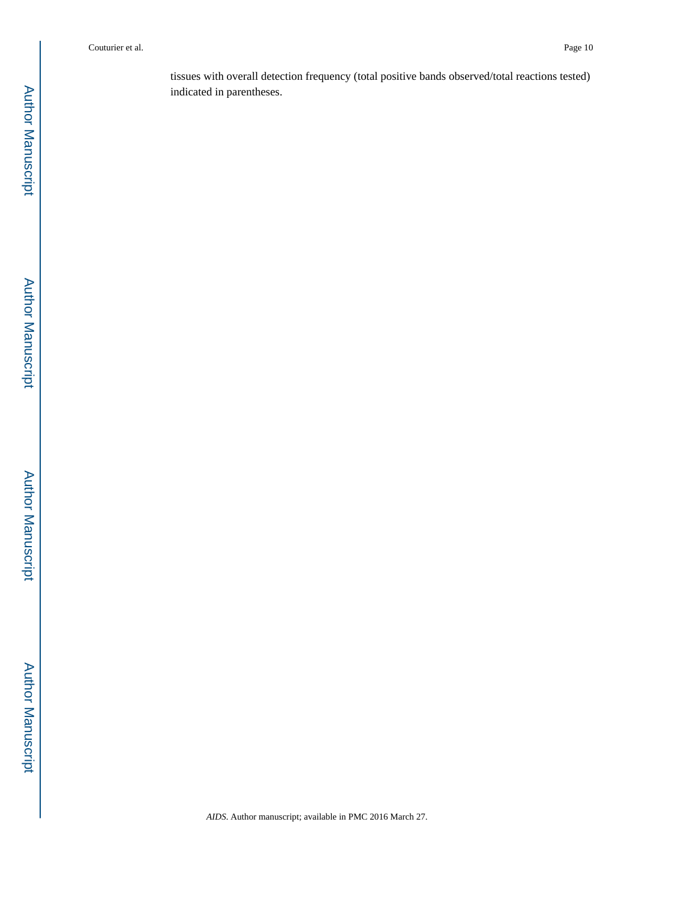tissues with overall detection frequency (total positive bands observed/total reactions tested) indicated in parentheses.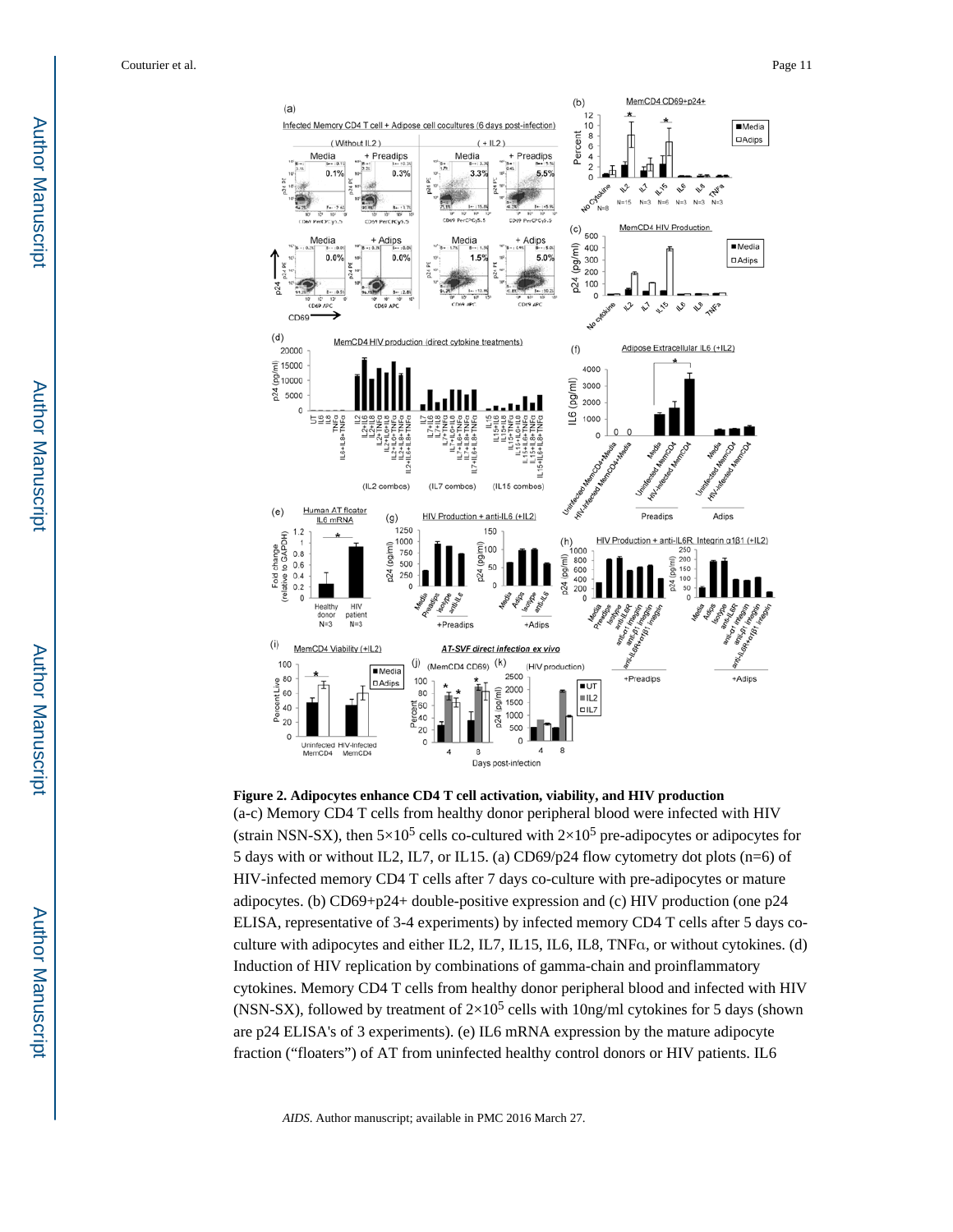**Figure 2. Adipocytes enhance CD4 T cell activation, viability, and HIV production**

(a-c) Memory CD4 T cells from healthy donor peripheral blood were infected with HIV (strain NSN-SX), then $5\times10^5$ cells co-cultured with $2\times10^5$ pre-adipocytes or adipocytes for 5 days with or without IL2, IL7, or IL15. (a) CD69/p24 flow cytometry dot plots (n=6) of HIV-infected memory CD4 T cells after 7 days co-culture with pre-adipocytes or mature adipocytes. (b) CD69+p24+ double-positive expression and (c) HIV production (one p24 ELISA, representative of 3-4 experiments) by infected memory CD4 T cells after 5 days co-culture with adipocytes and either IL2, IL7, IL15, IL6, IL8, TNFα, or without cytokines. (d) Induction of HIV replication by combinations of gamma-chain and proinflammatory cytokines. Memory CD4 T cells from healthy donor peripheral blood and infected with HIV (NSN-SX), followed by treatment of $2\times10^5$ cells with 10ng/ml cytokines for 5 days (shown are p24 ELISA's of 3 experiments). (e) IL6 mRNA expression by the mature adipocyte fraction ("floaters") of AT from uninfected healthy control donors or HIV patients. IL6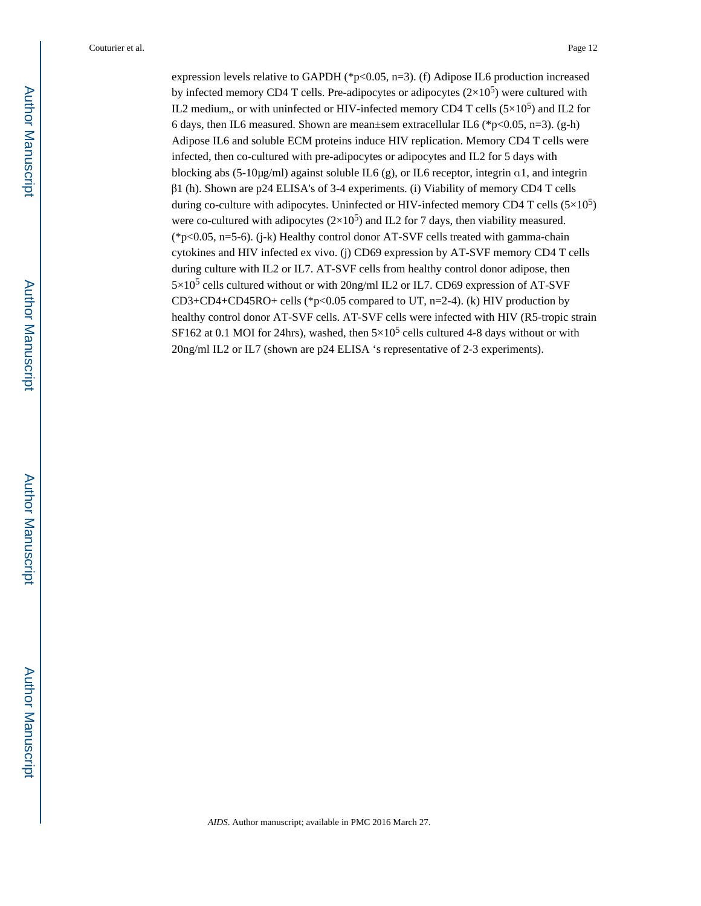expression levels relative to GAPDH (* $p<0.05$, n=3). (f) Adipose IL6 production increased by infected memory CD4 T cells. Pre-adipocytes or adipocytes ($2\times10^5$) were cultured with IL2 medium,, or with uninfected or HIV-infected memory CD4 T cells ($5\times10^5$) and IL2 for 6 days, then IL6 measured. Shown are mean±sem extracellular IL6 (* $p<0.05$, n=3). (g-h) Adipose IL6 and soluble ECM proteins induce HIV replication. Memory CD4 T cells were infected, then co-cultured with pre-adipocytes or adipocytes and IL2 for 5 days with blocking abs (5-10μg/ml) against soluble IL6 (g), or IL6 receptor, integrin $\alpha1$, and integrin $\beta1$ (h). Shown are p24 ELISA's of 3-4 experiments. (i) Viability of memory CD4 T cells during co-culture with adipocytes. Uninfected or HIV-infected memory CD4 T cells ($5\times10^5$) were co-cultured with adipocytes ($2\times10^5$) and IL2 for 7 days, then viability measured. (* $p<0.05$, n=5-6). (j-k) Healthy control donor AT-SVF cells treated with gamma-chain cytokines and HIV infected ex vivo. (j) CD69 expression by AT-SVF memory CD4 T cells during culture with IL2 or IL7. AT-SVF cells from healthy control donor adipose, then $5\times10^5$ cells cultured without or with 20ng/ml IL2 or IL7. CD69 expression of AT-SVF CD3+CD4+CD45RO+ cells (* $p<0.05$ compared to UT, n=2-4). (k) HIV production by healthy control donor AT-SVF cells. AT-SVF cells were infected with HIV (R5-tropic strain SF162 at 0.1 MOI for 24hrs), washed, then $5\times10^5$ cells cultured 4-8 days without or with 20ng/ml IL2 or IL7 (shown are p24 ELISA 's representative of 2-3 experiments).